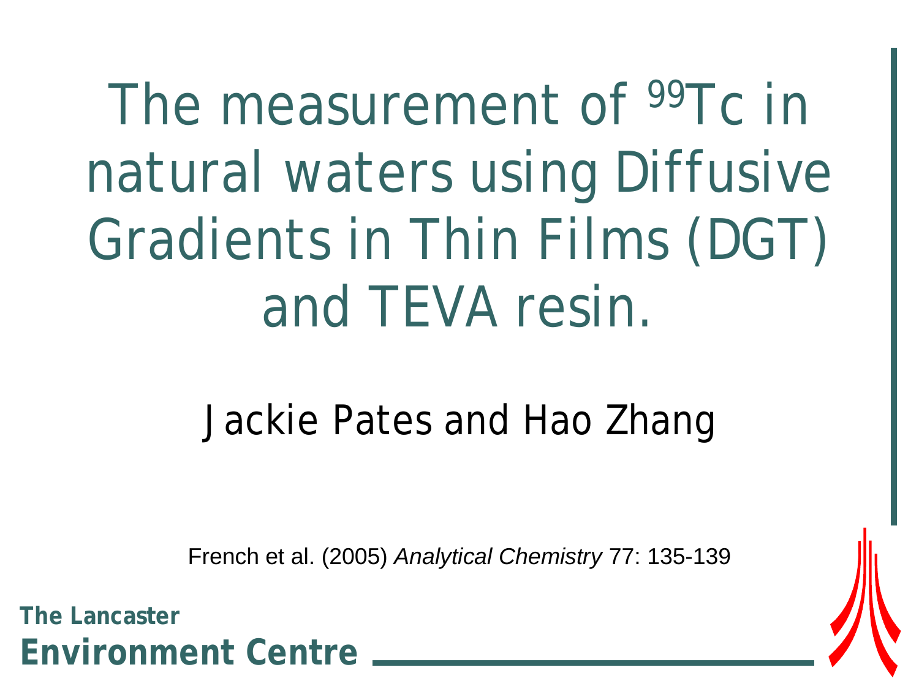# The measurement of $^{99}$Tc in natural waters using Diffusive Gradients in Thin Films (DGT) and TEVA resin.

Jackie Pates and Hao Zhang

French et al. (2005) *Analytical Chemistry* 77: 135-139

**The Lancaster**
**Environment Centre**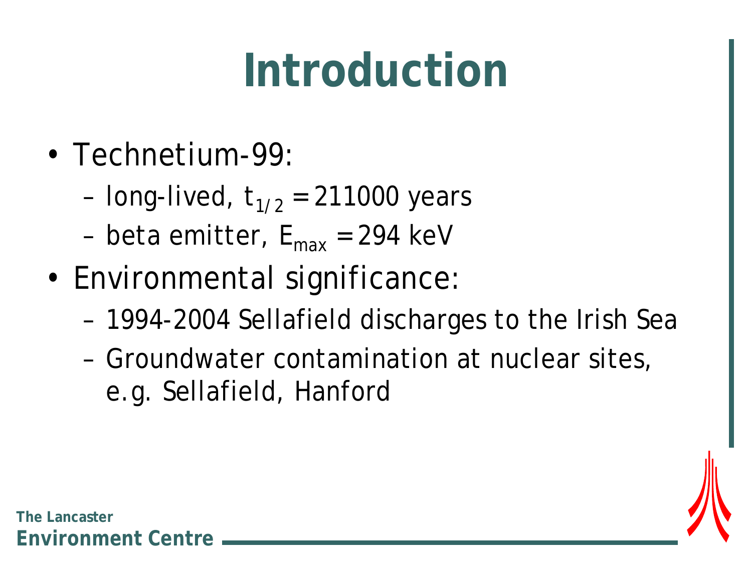# Introduction

- Technetium-99:
  - long-lived, $t_{1/2} = 211000$ years
  - beta emitter, $E_{max} = 294$ keV
- Environmental significance:
  - 1994-2004 Sellafield discharges to the Irish Sea
  - Groundwater contamination at nuclear sites, e.g. Sellafield, Hanford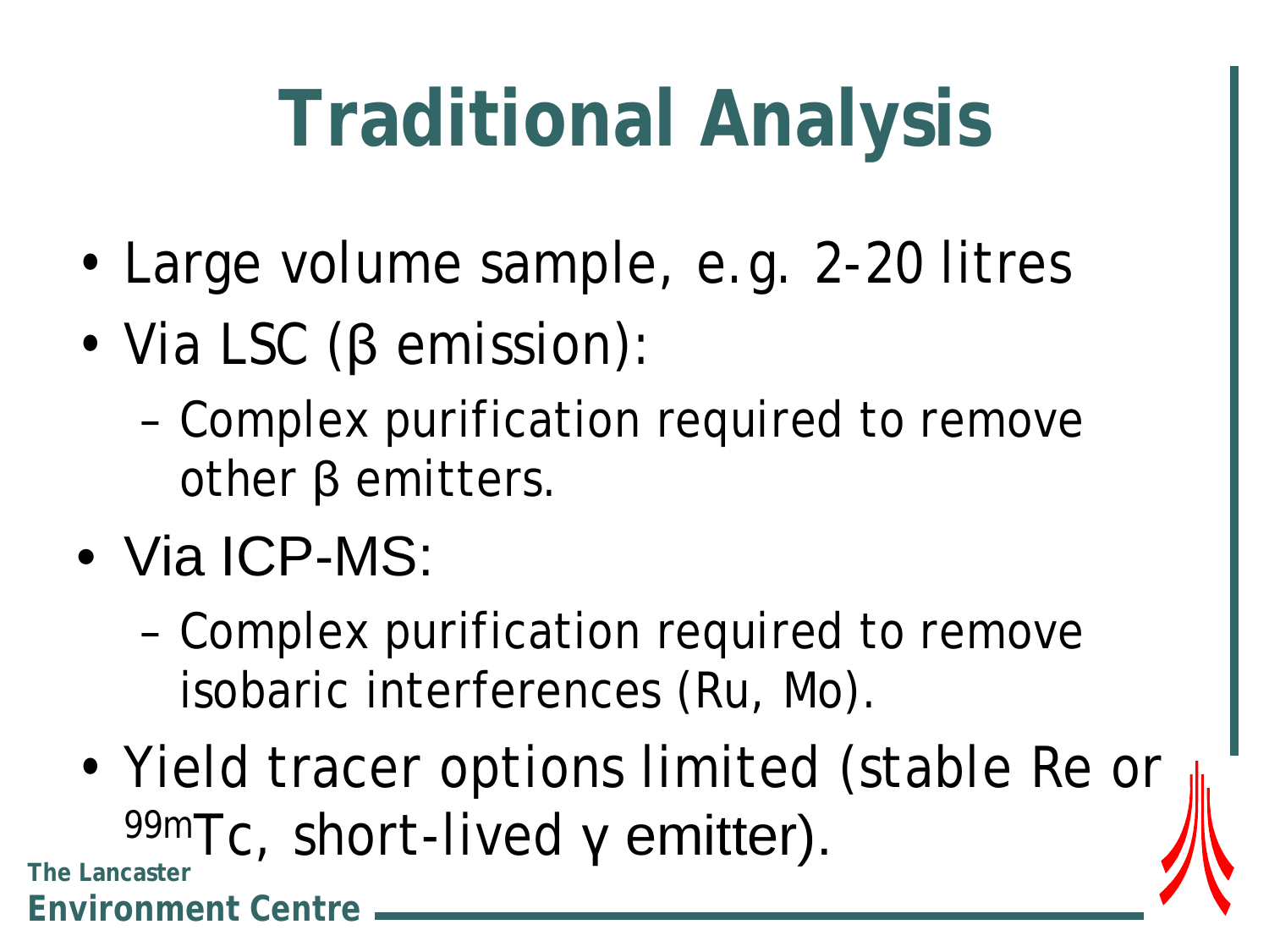# Traditional Analysis

- Large volume sample, e.g. 2-20 litres
- Via LSC (β emission):
  - Complex purification required to remove other β emitters.
- Via ICP-MS:
  - Complex purification required to remove isobaric interferences (Ru, Mo).
- Yield tracer options limited (stable Re or $^{99m}$Tc, short-lived γ emitter).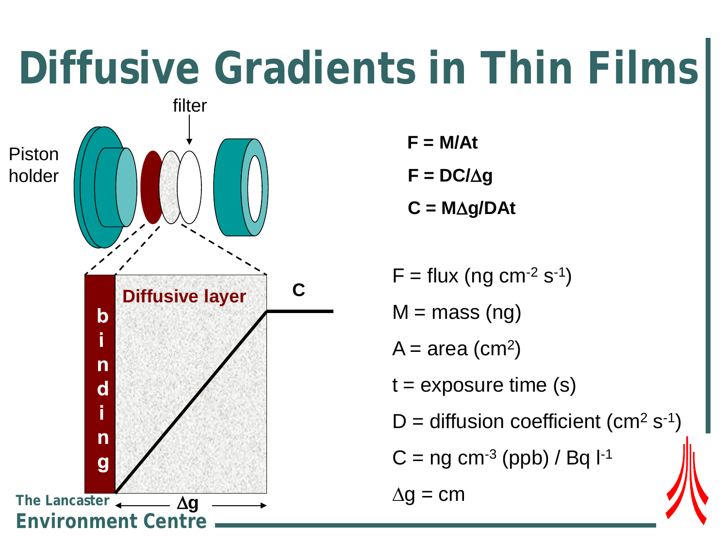# Diffusive Gradients in Thin Films

filter

Piston holder

Diffusive layer

binding

C

$\Delta g$

$F = M/At$

$F = DC/\Delta g$

$C = M\Delta g/DAt$

F = flux (ng $cm^{-2}$ $s^{-1}$)

M = mass (ng)

A = area ($cm^2$)

t = exposure time (s)

D = diffusion coefficient ($cm^2$ $s^{-1}$)

C = ng $cm^{-3}$ (ppb) / Bq $l^{-1}$

$\Delta g$ = cm

The Lancaster Environment Centre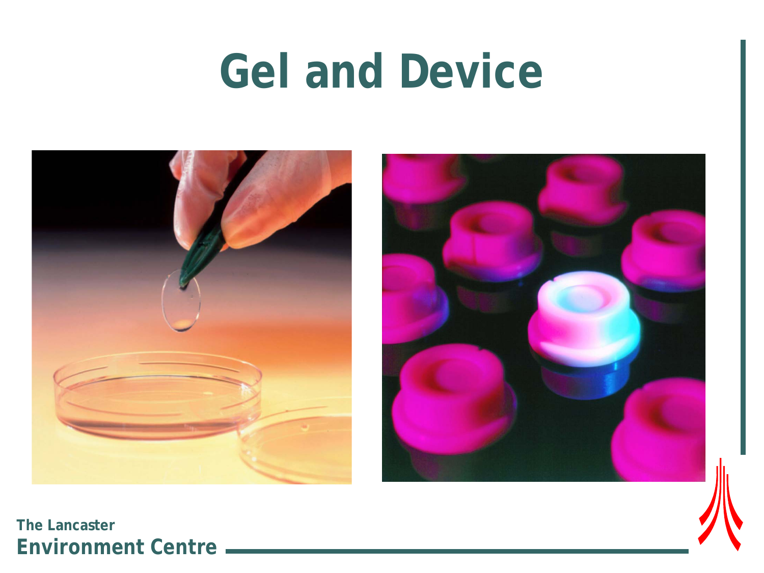# Gel and Device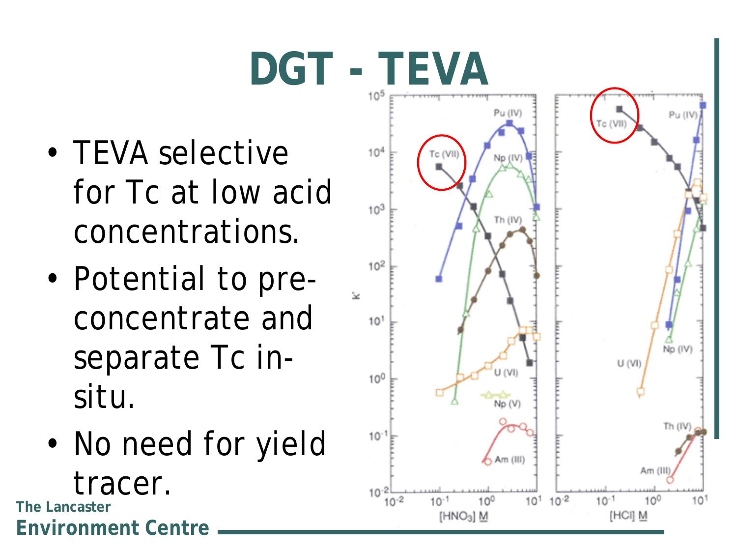# DGT - TEVA

- TEVA selective for Tc at low acid concentrations.
- Potential to pre-concentrate and separate Tc in-situ.
- No need for yield tracer.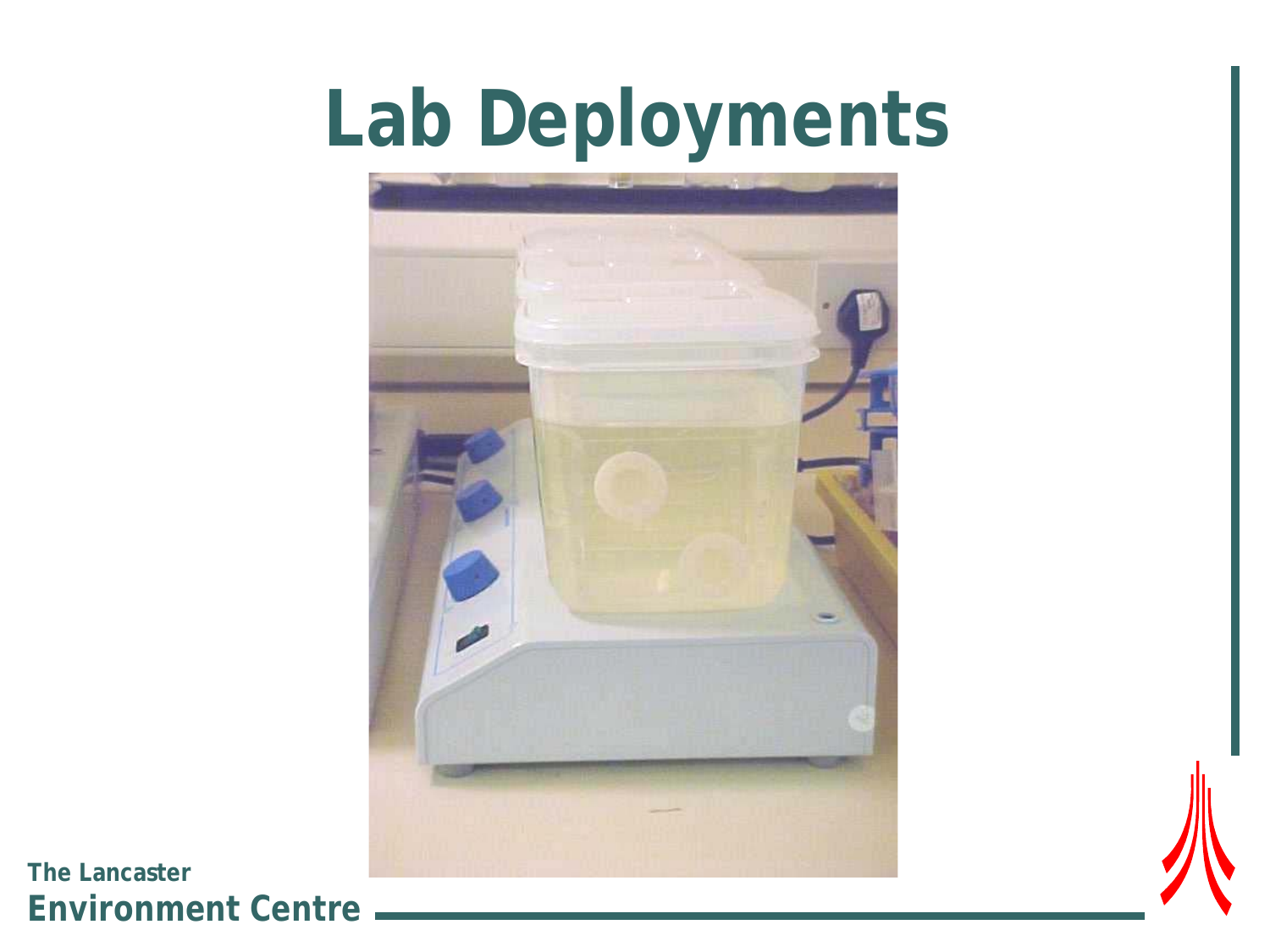# Lab Deployments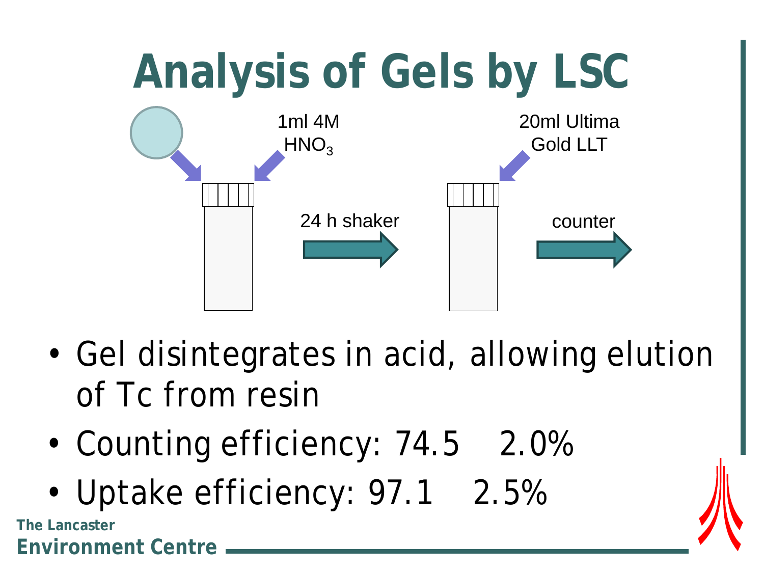# Analysis of Gels by LSC

1ml 4M $HNO_3$

24 h shaker

20ml Ultima Gold LLT

counter

- Gel disintegrates in acid, allowing elution of Tc from resin
- Counting efficiency: 74.5 2.0%
- Uptake efficiency: 97.1 2.5%

The Lancaster Environment Centre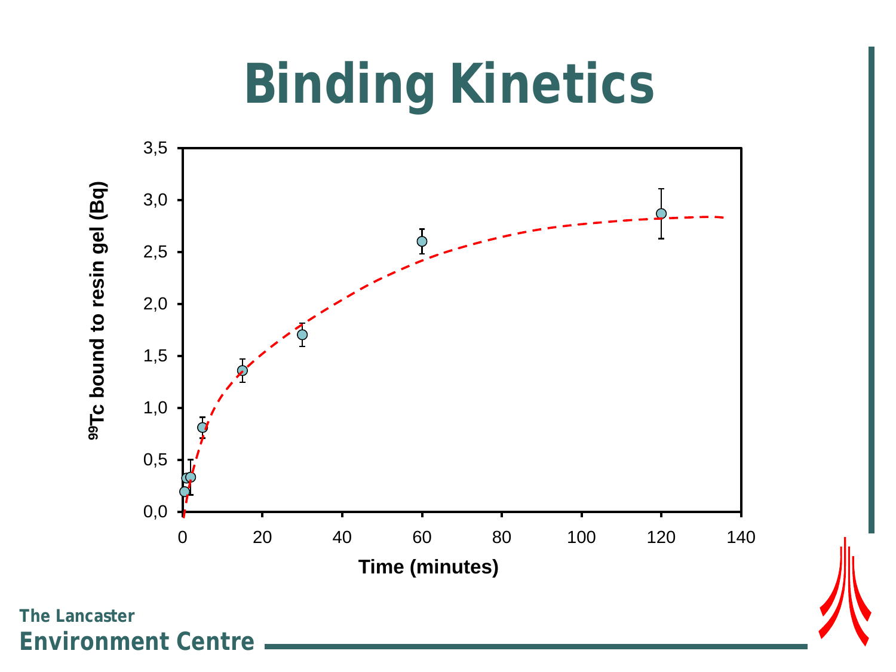# Binding Kinetics

$^{99}$Tc bound to resin gel (Bq)

Time (minutes)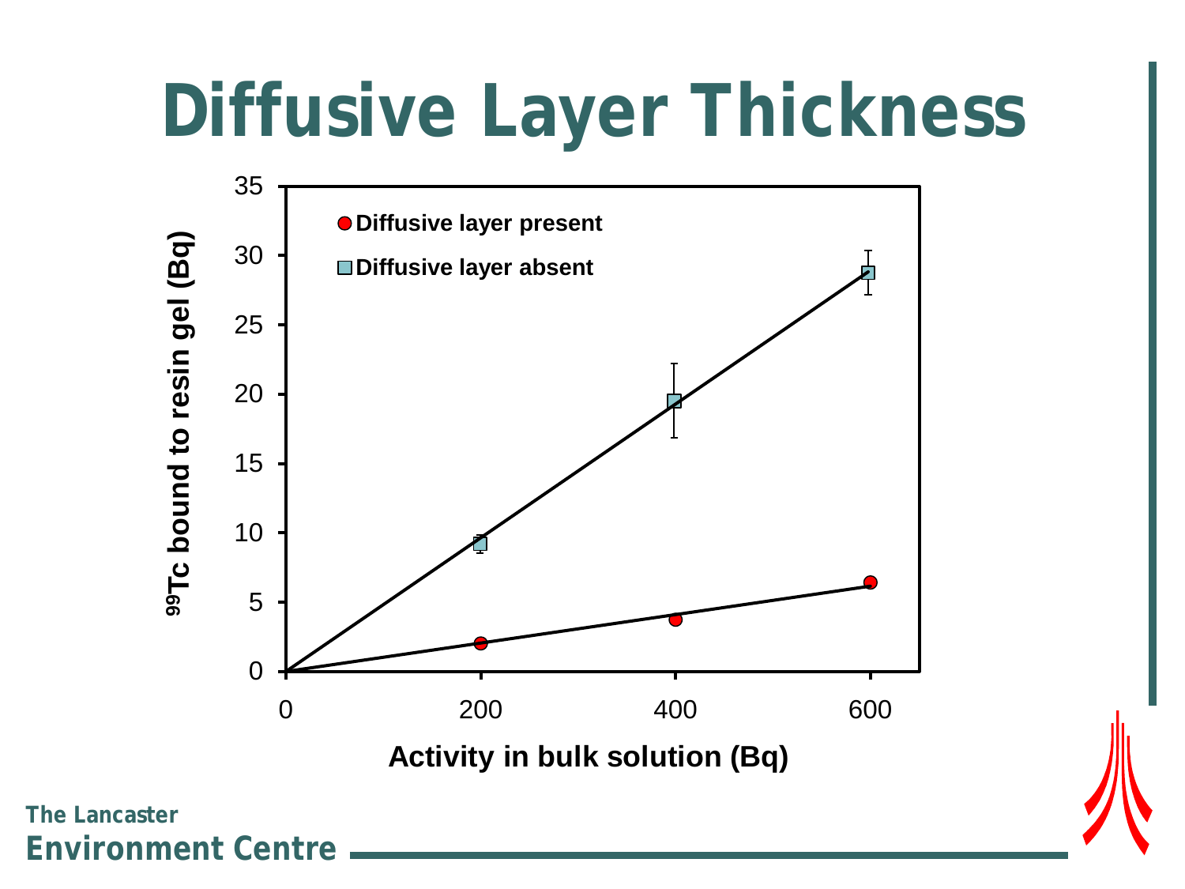# Diffusive Layer Thickness

Diffusive layer present

Diffusive layer absent

$^{99}$Tc bound to resin gel (Bq)

Activity in bulk solution (Bq)

0 5 10 15 20 25 30 35

0 200 400 600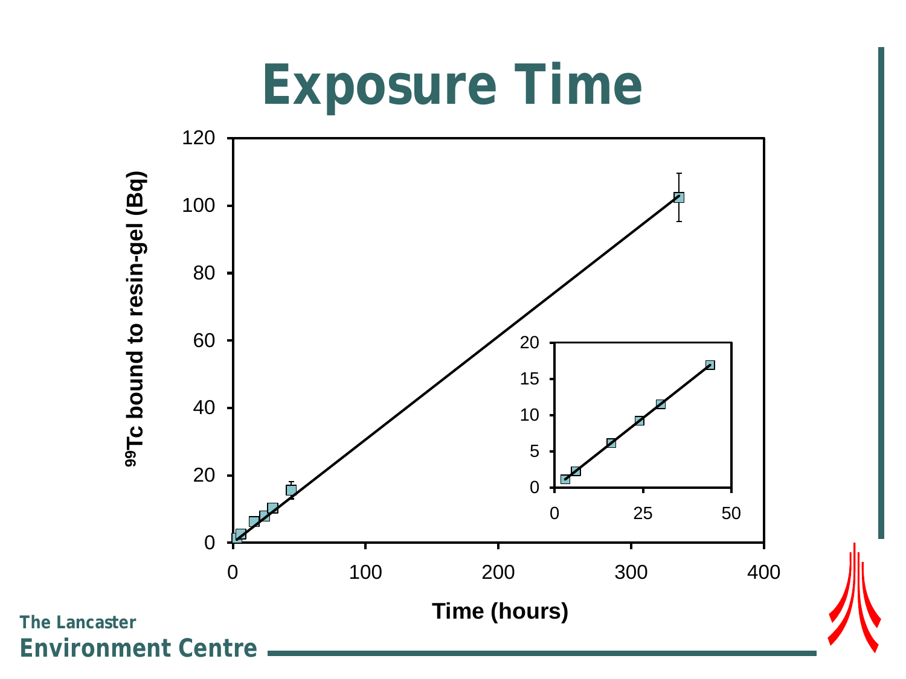# Exposure Time

$^{99}Tc$ bound to resin-gel (Bq)

Time (hours)

The Lancaster Environment Centre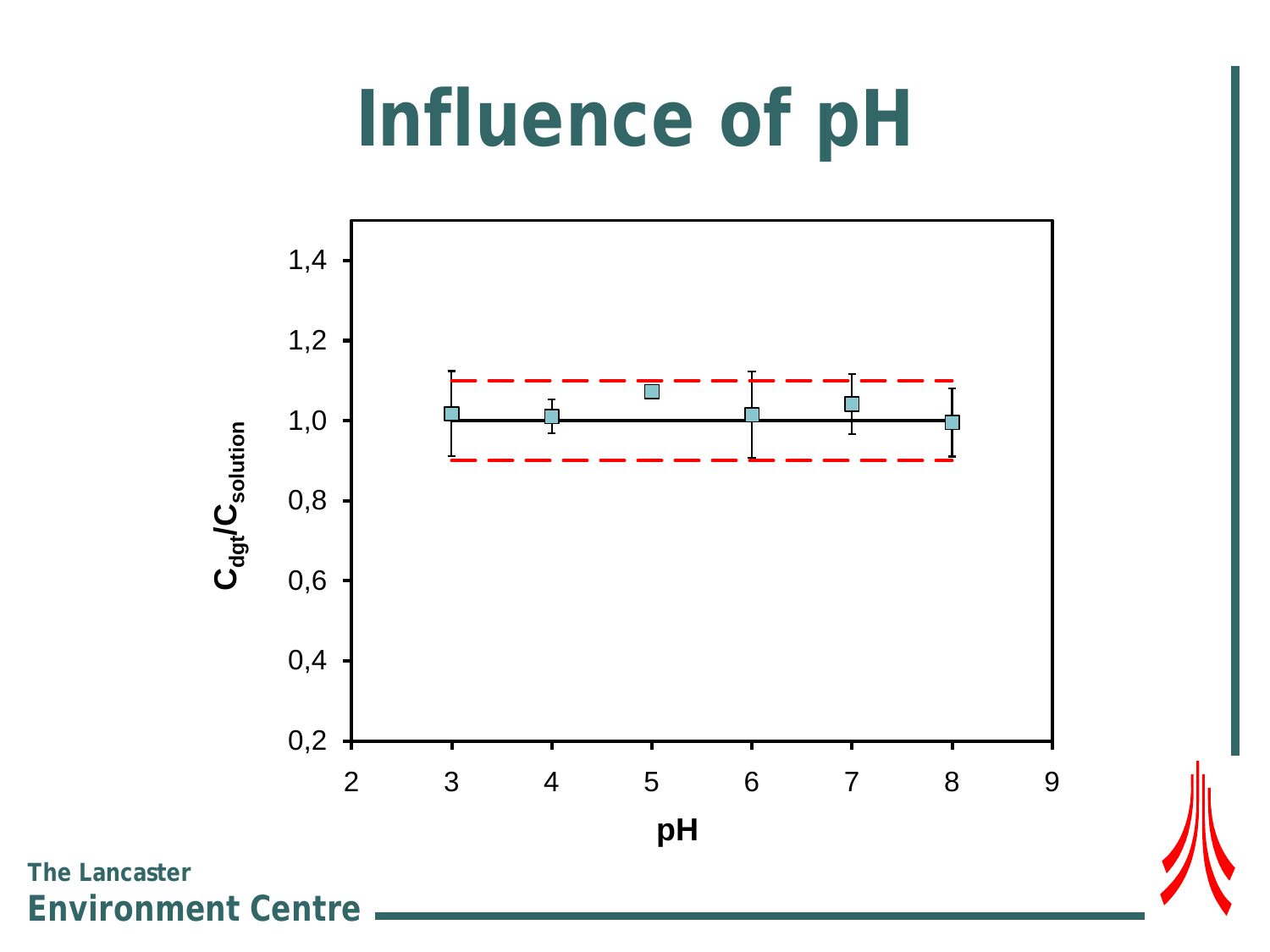# Influence of pH

$C_{dgt}/C_{solution}$

1,4

1,2

1,0

0,8

0,6

0,4

0,2

2 3 4 5 6 7 8 9

pH

The Lancaster

Environment Centre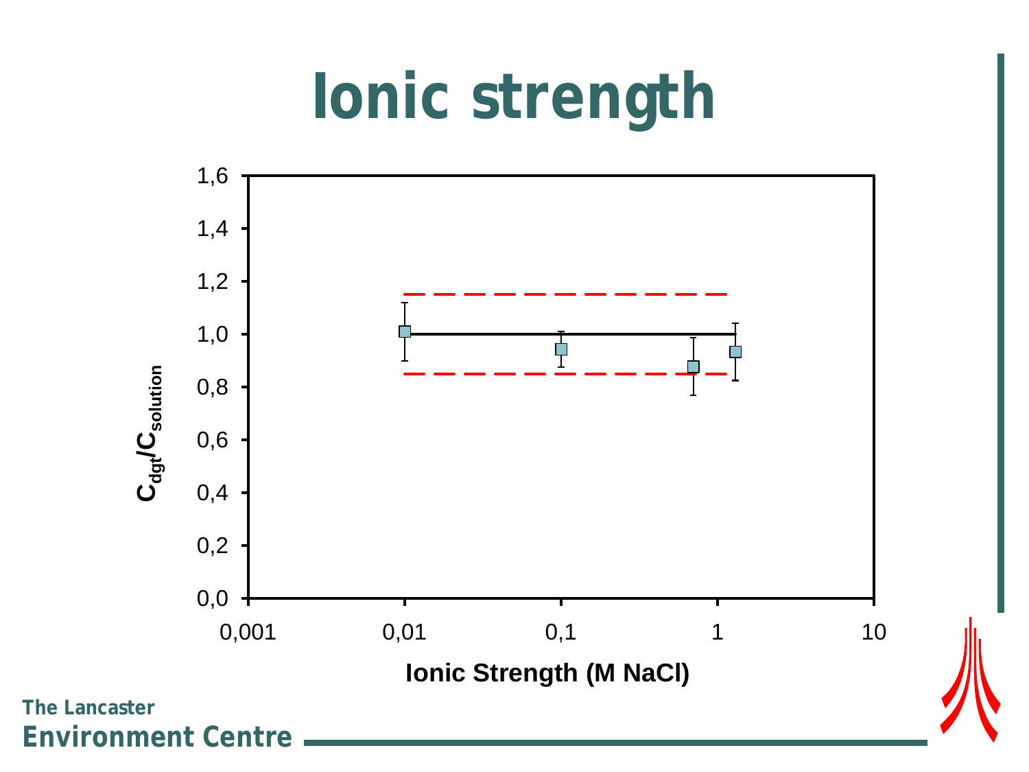# Ionic strength

$C_{dgt}/C_{solution}$

1,6
1,4
1,2
1,0
0,8
0,6
0,4
0,2
0,0

0,001 0,01 0,1 1 10

Ionic Strength (M NaCl)

The Lancaster
Environment Centre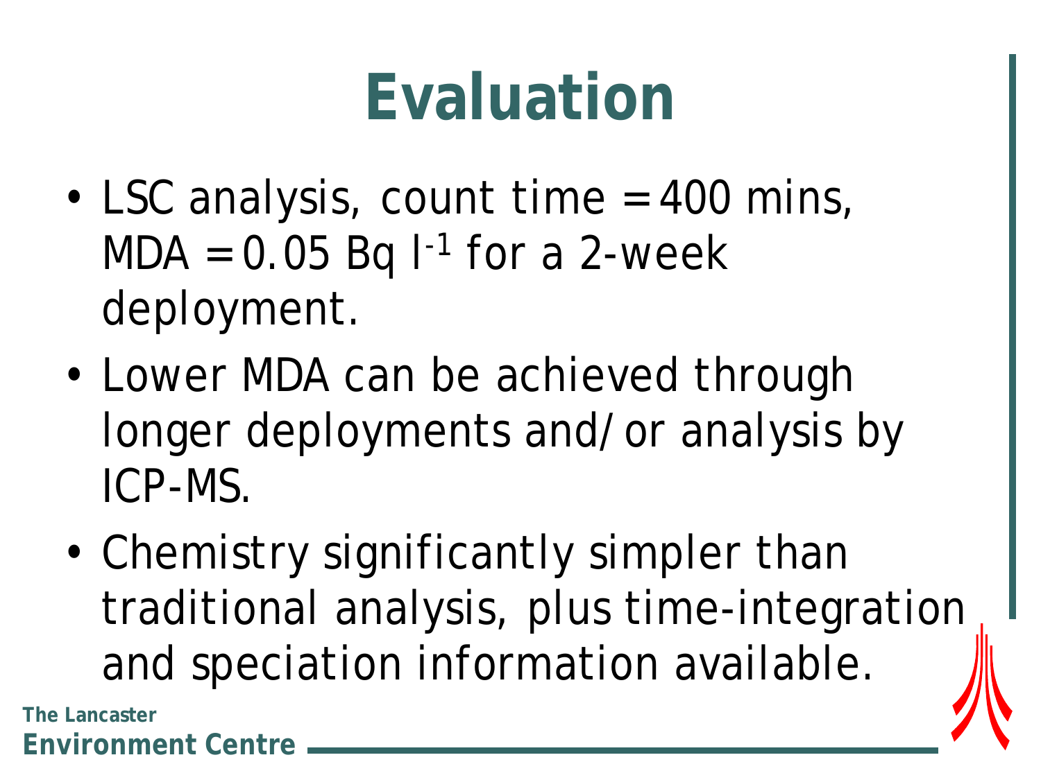# Evaluation

- LSC analysis, count time = 400 mins, MDA = 0.05 Bq $l^{-1}$ for a 2-week deployment.
- Lower MDA can be achieved through longer deployments and/or analysis by ICP-MS.
- Chemistry significantly simpler than traditional analysis, plus time-integration and speciation information available.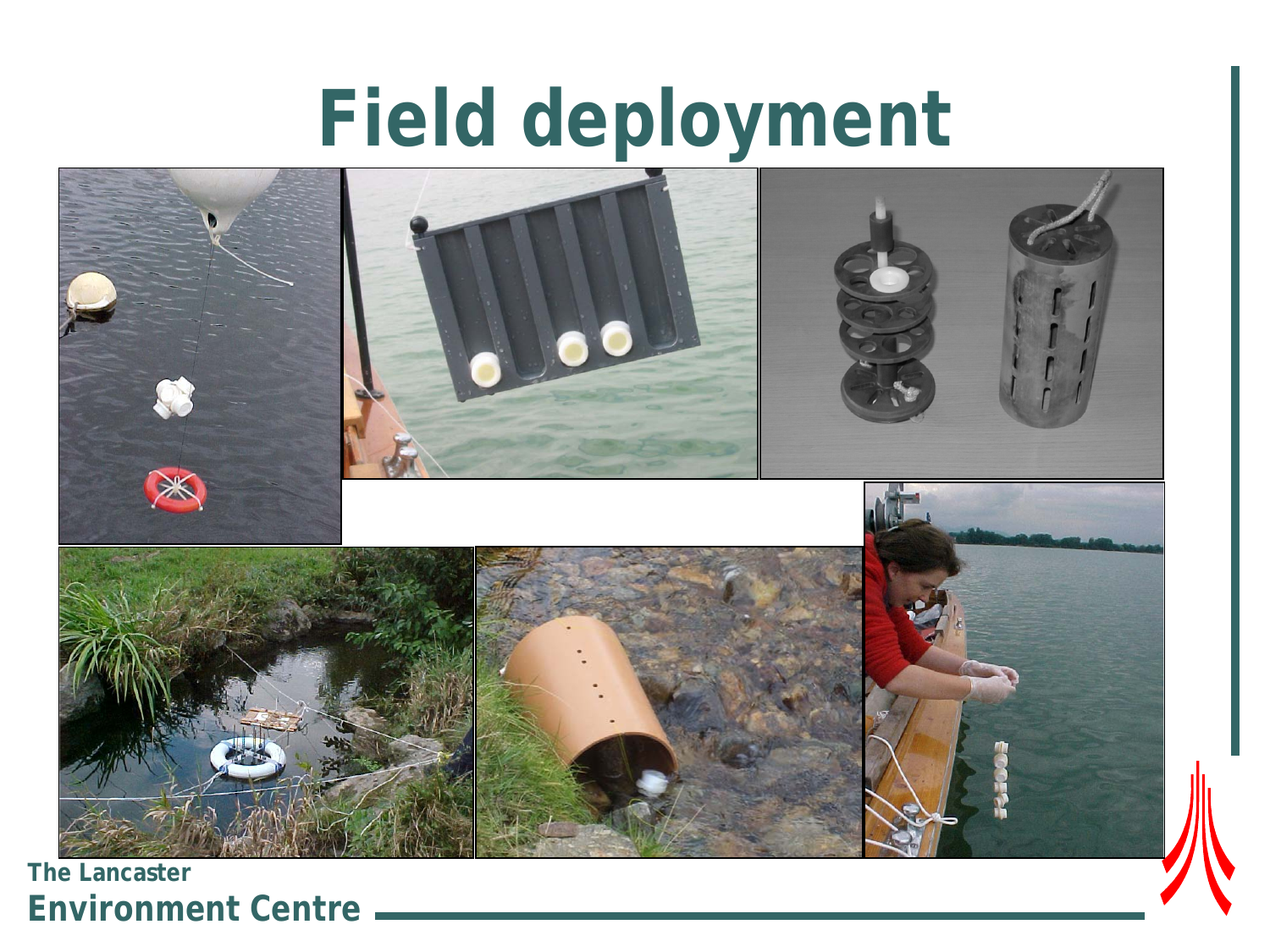# Field deployment

**The Lancaster Environment Centre**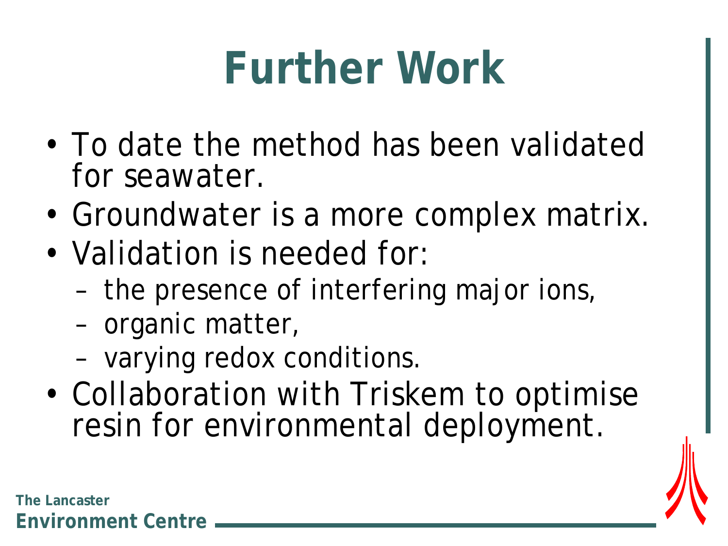# Further Work

- To date the method has been validated for seawater.
- Groundwater is a more complex matrix.
- Validation is needed for:
  - the presence of interfering major ions,
  - organic matter,
  - varying redox conditions.
- Collaboration with Triskem to optimise resin for environmental deployment.

The Lancaster
Environment Centre